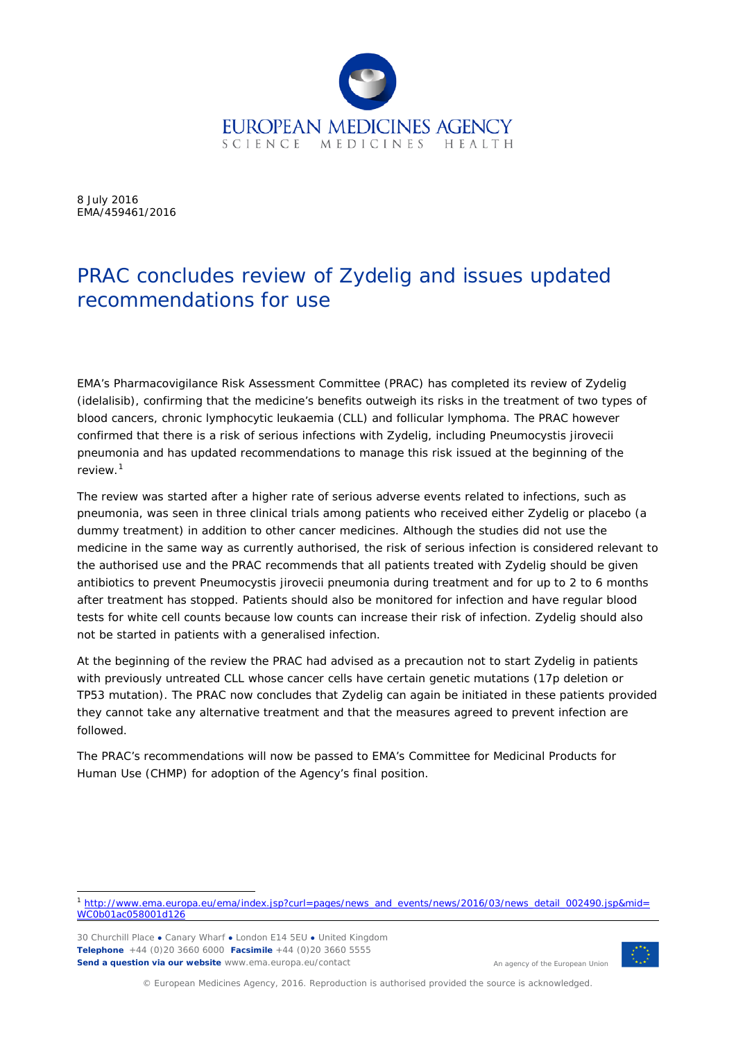8 July 2016
EMA/459461/2016

# PRAC concludes review of Zydelig and issues updated recommendations for use

EMA's Pharmacovigilance Risk Assessment Committee (PRAC) has completed its review of Zydelig (idelalisib), confirming that the medicine's benefits outweigh its risks in the treatment of two types of blood cancers, chronic lymphocytic leukaemia (CLL) and follicular lymphoma. The PRAC however confirmed that there is a risk of serious infections with Zydelig, including Pneumocystis jirovecii pneumonia and has updated recommendations to manage this risk issued at the beginning of the review.[1]

The review was started after a higher rate of serious adverse events related to infections, such as pneumonia, was seen in three clinical trials among patients who received either Zydelig or placebo (a dummy treatment) in addition to other cancer medicines. Although the studies did not use the medicine in the same way as currently authorised, the risk of serious infection is considered relevant to the authorised use and the PRAC recommends that all patients treated with Zydelig should be given antibiotics to prevent Pneumocystis jirovecii pneumonia during treatment and for up to 2 to 6 months after treatment has stopped. Patients should also be monitored for infection and have regular blood tests for white cell counts because low counts can increase their risk of infection. Zydelig should also not be started in patients with a generalised infection.

At the beginning of the review the PRAC had advised as a precaution not to start Zydelig in patients with previously untreated CLL whose cancer cells have certain genetic mutations (17p deletion or TP53 mutation). The PRAC now concludes that Zydelig can again be initiated in these patients provided they cannot take any alternative treatment and that the measures agreed to prevent infection are followed.

The PRAC's recommendations will now be passed to EMA's Committee for Medicinal Products for Human Use (CHMP) for adoption of the Agency's final position.

[1] http://www.ema.europa.eu/ema/index.jsp?curl=pages/news_and_events/news/2016/03/news_detail_002490.jsp&mid=WC0b01ac058001d126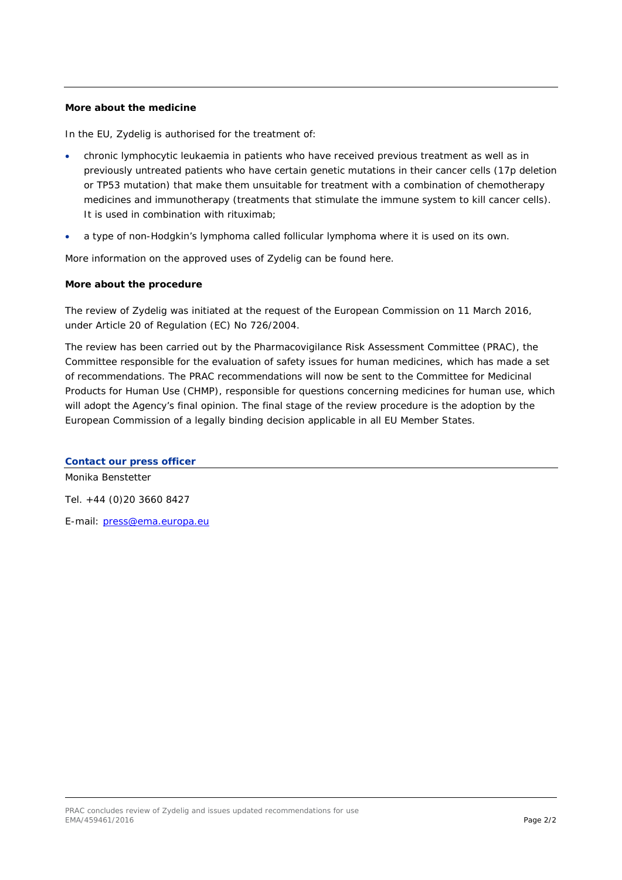## More about the medicine

In the EU, Zydelig is authorised for the treatment of:

- chronic lymphocytic leukaemia in patients who have received previous treatment as well as in previously untreated patients who have certain genetic mutations in their cancer cells (17p deletion or TP53 mutation) that make them unsuitable for treatment with a combination of chemotherapy medicines and immunotherapy (treatments that stimulate the immune system to kill cancer cells). It is used in combination with rituximab;
- a type of non-Hodgkin's lymphoma called follicular lymphoma where it is used on its own.

More information on the approved uses of Zydelig can be found here.

## More about the procedure

The review of Zydelig was initiated at the request of the European Commission on 11 March 2016, under Article 20 of Regulation (EC) No 726/2004.

The review has been carried out by the Pharmacovigilance Risk Assessment Committee (PRAC), the Committee responsible for the evaluation of safety issues for human medicines, which has made a set of recommendations. The PRAC recommendations will now be sent to the Committee for Medicinal Products for Human Use (CHMP), responsible for questions concerning medicines for human use, which will adopt the Agency's final opinion. The final stage of the review procedure is the adoption by the European Commission of a legally binding decision applicable in all EU Member States.

## Contact our press officer

Monika Benstetter

Tel. +44 (0)20 3660 8427

E-mail: press@ema.europa.eu